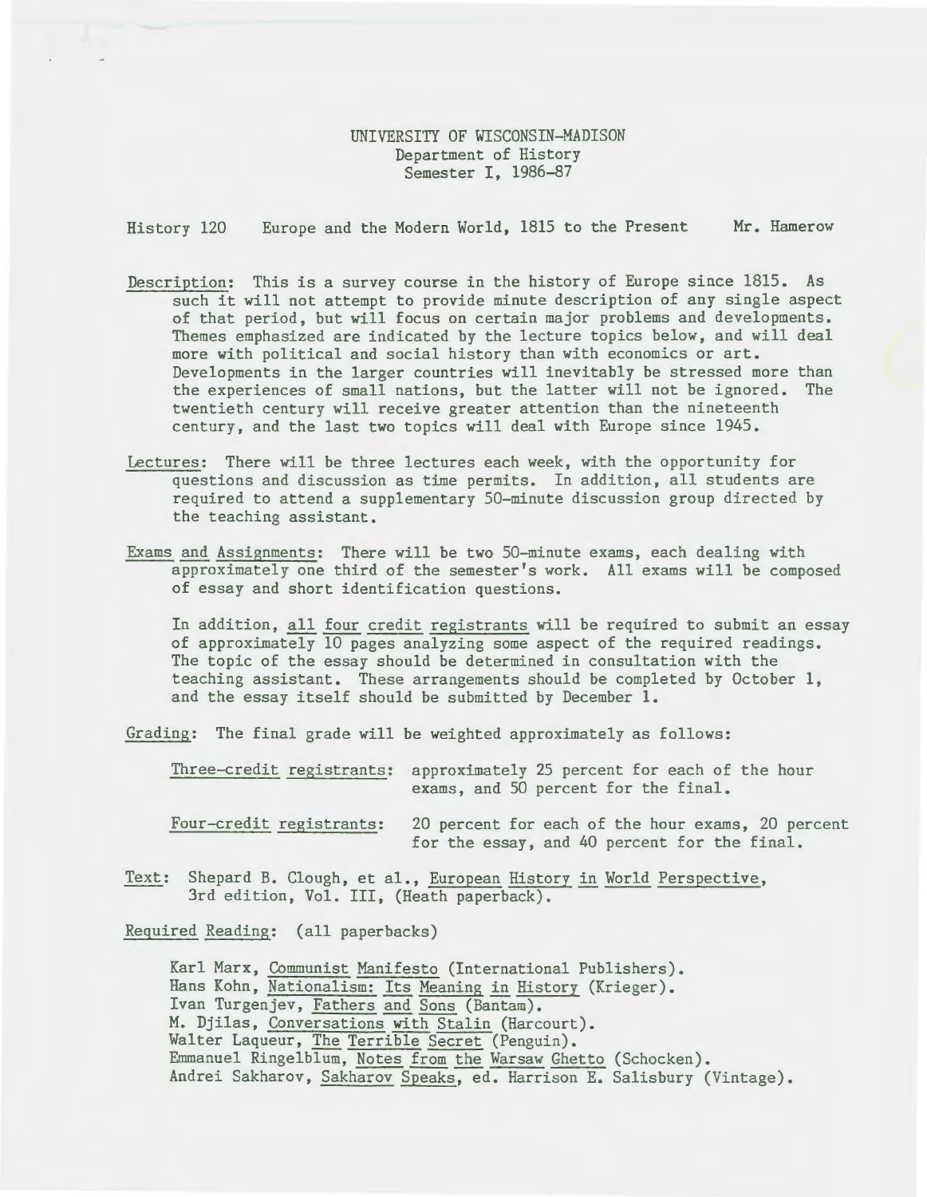UNIVERSITY OF WISCONSIN-MADISON
Department of History
Semester I, 1986-87

History 120 Europe and the Modern World, 1815 to the Present Mr. Hamerow

Description: This is a survey course in the history of Europe since 1815. As such it will not attempt to provide minute description of any single aspect of that period, but will focus on certain major problems and developments. Themes emphasized are indicated by the lecture topics below, and will deal more with political and social history than with economics or art. Developments in the larger countries will inevitably be stressed more than the experiences of small nations, but the latter will not be ignored. The twentieth century will receive greater attention than the nineteenth century, and the last two topics will deal with Europe since 1945.

Lectures: There will be three lectures each week, with the opportunity for questions and discussion as time permits. In addition, all students are required to attend a supplementary 50-minute discussion group directed by the teaching assistant.

Exams and Assignments: There will be two 50-minute exams, each dealing with approximately one third of the semester's work. All exams will be composed of essay and short identification questions.

In addition, all four credit registrants will be required to submit an essay of approximately 10 pages analyzing some aspect of the required readings. The topic of the essay should be determined in consultation with the teaching assistant. These arrangements should be completed by October 1, and the essay itself should be submitted by December 1.

Grading: The final grade will be weighted approximately as follows:

Three-credit registrants: approximately 25 percent for each of the hour exams, and 50 percent for the final.

Four-credit registrants: 20 percent for each of the hour exams, 20 percent for the essay, and 40 percent for the final.

Text: Shepard B. Clough, et al., European History in World Perspective, 3rd edition, Vol. III, (Heath paperback).

Required Reading: (all paperbacks)

Karl Marx, Communist Manifesto (International Publishers).
Hans Kohn, Nationalism: Its Meaning in History (Krieger).
Ivan Turgenjev, Fathers and Sons (Bantam).
M. Djilas, Conversations with Stalin (Harcourt).
Walter Laqueur, The Terrible Secret (Penguin).
Emmanuel Ringelblum, Notes from the Warsaw Ghetto (Schocken).
Andrei Sakharov, Sakharov Speaks, ed. Harrison E. Salisbury (Vintage).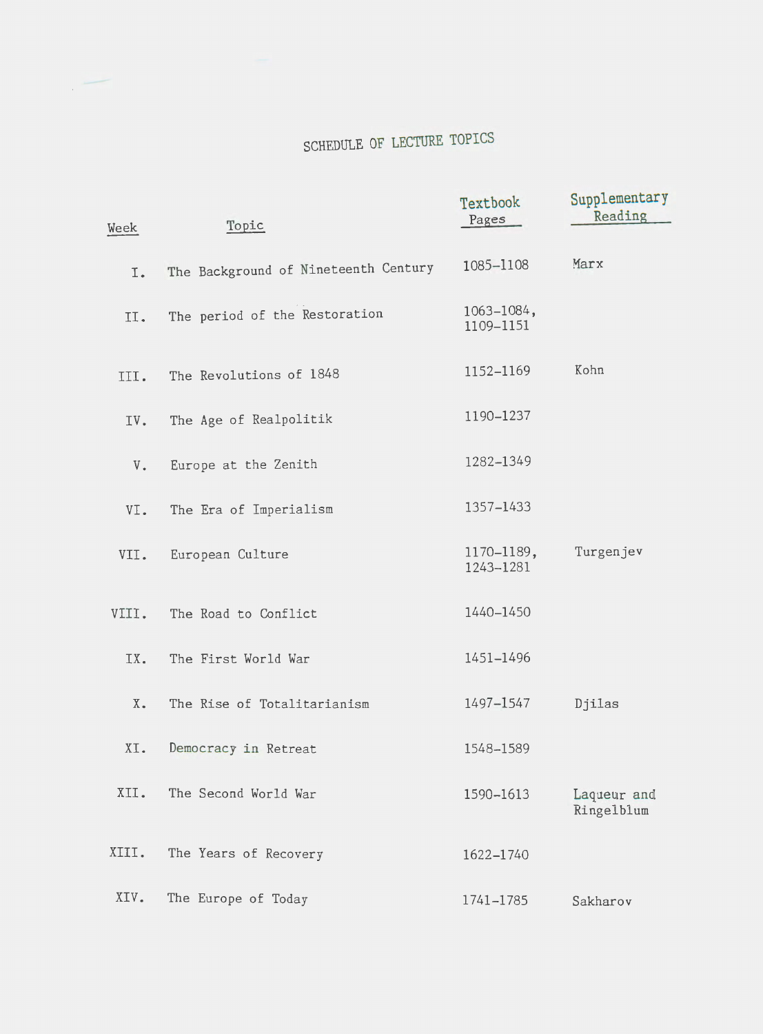# SCHEDULE OF LECTURE TOPICS

| Week | Topic | Textbook Pages | Supplementary Reading |
|---|---|---|---|
| I. | The Background of Nineteenth Century | 1085–1108 | Marx |
| II. | The period of the Restoration | 1063–1084, 1109–1151 | |
| III. | The Revolutions of 1848 | 1152–1169 | Kohn |
| IV. | The Age of Realpolitik | 1190–1237 | |
| V. | Europe at the Zenith | 1282–1349 | |
| VI. | The Era of Imperialism | 1357–1433 | |
| VII. | European Culture | 1170–1189, 1243–1281 | Turgenjev |
| VIII. | The Road to Conflict | 1440–1450 | |
| IX. | The First World War | 1451–1496 | |
| X. | The Rise of Totalitarianism | 1497–1547 | Djilas |
| XI. | Democracy in Retreat | 1548–1589 | |
| XII. | The Second World War | 1590–1613 | Laqueur and Ringelblum |
| XIII. | The Years of Recovery | 1622–1740 | |
| XIV. | The Europe of Today | 1741–1785 | Sakharov |